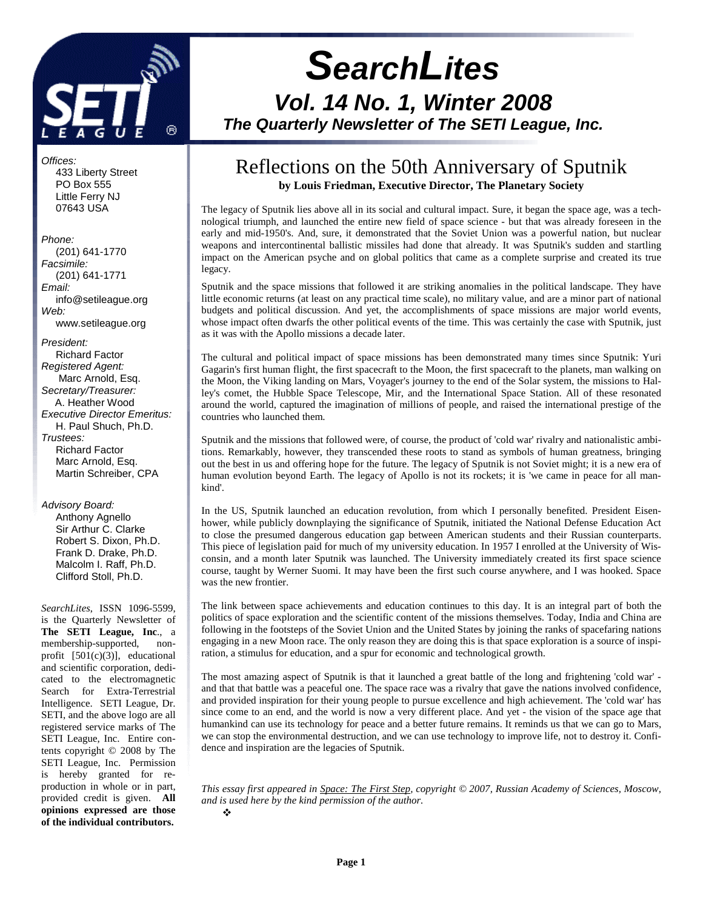# SearchLites

## Vol. 14 No. 1, Winter 2008

**The Quarterly Newsletter of The SETI League, Inc.**

*Offices:*
433 Liberty Street
PO Box 555
Little Ferry NJ
07643 USA

*Phone:*
(201) 641-1770
*Facsimile:*
(201) 641-1771
*Email:*
info@setileague.org
*Web:*
www.setileague.org

*President:*
Richard Factor
*Registered Agent:*
Marc Arnold, Esq.
*Secretary/Treasurer:*
A. Heather Wood
*Executive Director Emeritus:*
H. Paul Shuch, Ph.D.
*Trustees:*
Richard Factor
Marc Arnold, Esq.
Martin Schreiber, CPA

*Advisory Board:*
Anthony Agnello
Sir Arthur C. Clarke
Robert S. Dixon, Ph.D.
Frank D. Drake, Ph.D.
Malcolm I. Raff, Ph.D.
Clifford Stoll, Ph.D.

*SearchLites*, ISSN 1096-5599, is the Quarterly Newsletter of **The SETI League, Inc**., a membership-supported, non-profit [501(c)(3)], educational and scientific corporation, dedicated to the electromagnetic Search for Extra-Terrestrial Intelligence. SETI League, Dr. SETI, and the above logo are all registered service marks of The SETI League, Inc. Entire contents copyright © 2008 by The SETI League, Inc. Permission is hereby granted for reproduction in whole or in part, provided credit is given. **All opinions expressed are those of the individual contributors.**

# Reflections on the 50th Anniversary of Sputnik

**by Louis Friedman, Executive Director, The Planetary Society**

The legacy of Sputnik lies above all in its social and cultural impact. Sure, it began the space age, was a technological triumph, and launched the entire new field of space science - but that was already foreseen in the early and mid-1950's. And, sure, it demonstrated that the Soviet Union was a powerful nation, but nuclear weapons and intercontinental ballistic missiles had done that already. It was Sputnik's sudden and startling impact on the American psyche and on global politics that came as a complete surprise and created its true legacy.

Sputnik and the space missions that followed it are striking anomalies in the political landscape. They have little economic returns (at least on any practical time scale), no military value, and are a minor part of national budgets and political discussion. And yet, the accomplishments of space missions are major world events, whose impact often dwarfs the other political events of the time. This was certainly the case with Sputnik, just as it was with the Apollo missions a decade later.

The cultural and political impact of space missions has been demonstrated many times since Sputnik: Yuri Gagarin's first human flight, the first spacecraft to the Moon, the first spacecraft to the planets, man walking on the Moon, the Viking landing on Mars, Voyager's journey to the end of the Solar system, the missions to Halley's comet, the Hubble Space Telescope, Mir, and the International Space Station. All of these resonated around the world, captured the imagination of millions of people, and raised the international prestige of the countries who launched them.

Sputnik and the missions that followed were, of course, the product of 'cold war' rivalry and nationalistic ambitions. Remarkably, however, they transcended these roots to stand as symbols of human greatness, bringing out the best in us and offering hope for the future. The legacy of Sputnik is not Soviet might; it is a new era of human evolution beyond Earth. The legacy of Apollo is not its rockets; it is 'we came in peace for all mankind'.

In the US, Sputnik launched an education revolution, from which I personally benefited. President Eisenhower, while publicly downplaying the significance of Sputnik, initiated the National Defense Education Act to close the presumed dangerous education gap between American students and their Russian counterparts. This piece of legislation paid for much of my university education. In 1957 I enrolled at the University of Wisconsin, and a month later Sputnik was launched. The University immediately created its first space science course, taught by Werner Suomi. It may have been the first such course anywhere, and I was hooked. Space was the new frontier.

The link between space achievements and education continues to this day. It is an integral part of both the politics of space exploration and the scientific content of the missions themselves. Today, India and China are following in the footsteps of the Soviet Union and the United States by joining the ranks of spacefaring nations engaging in a new Moon race. The only reason they are doing this is that space exploration is a source of inspiration, a stimulus for education, and a spur for economic and technological growth.

The most amazing aspect of Sputnik is that it launched a great battle of the long and frightening 'cold war' - and that that battle was a peaceful one. The space race was a rivalry that gave the nations involved confidence, and provided inspiration for their young people to pursue excellence and high achievement. The 'cold war' has since come to an end, and the world is now a very different place. And yet - the vision of the space age that humankind can use its technology for peace and a better future remains. It reminds us that we can go to Mars, we can stop the environmental destruction, and we can use technology to improve life, not to destroy it. Confidence and inspiration are the legacies of Sputnik.

*This essay first appeared in Space: The First Step, copyright © 2007, Russian Academy of Sciences, Moscow, and is used here by the kind permission of the author.*

❖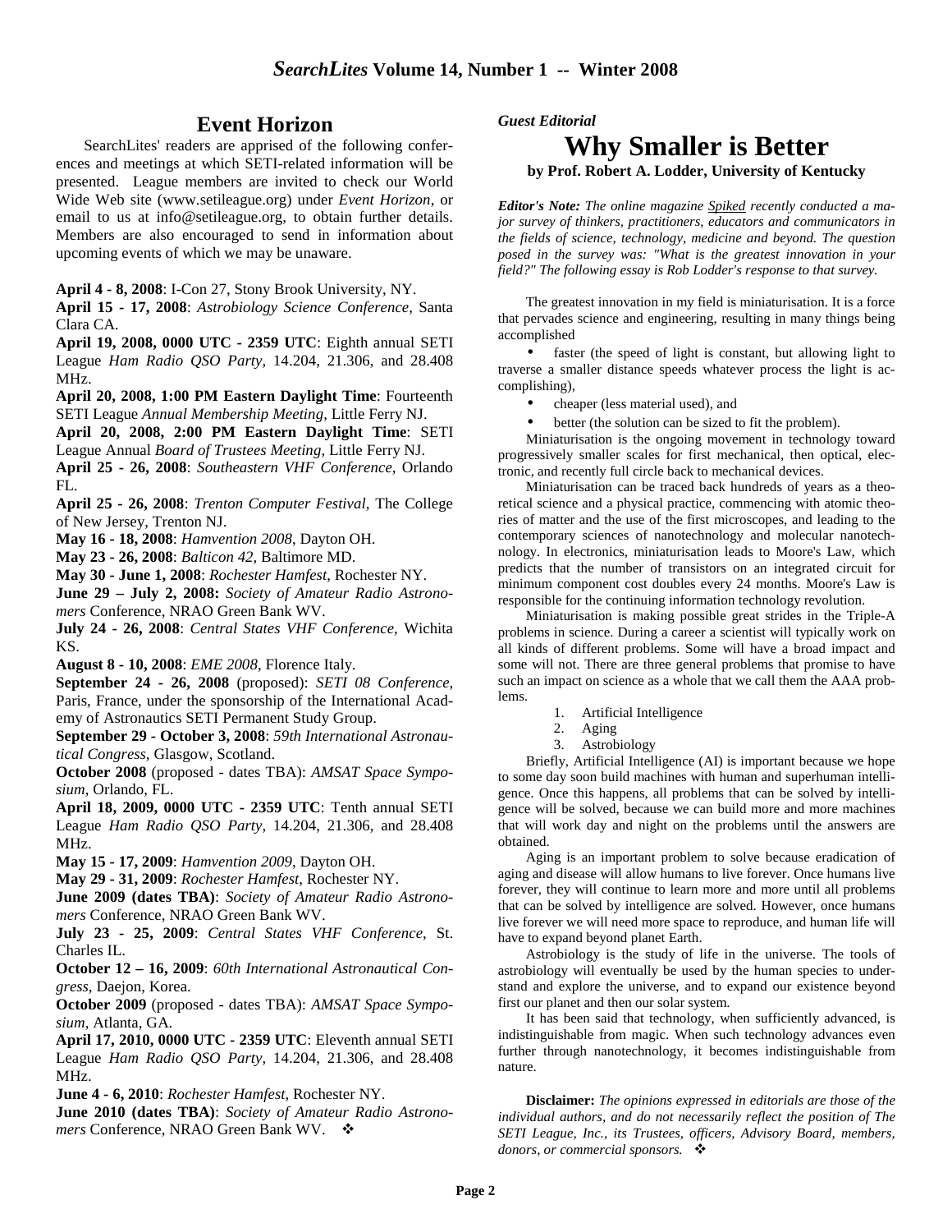## Event Horizon

SearchLites' readers are apprised of the following conferences and meetings at which SETI-related information will be presented. League members are invited to check our World Wide Web site (www.setileague.org) under *Event Horizon*, or email to us at info@setileague.org, to obtain further details. Members are also encouraged to send in information about upcoming events of which we may be unaware.

**April 4 - 8, 2008**: I-Con 27, Stony Brook University, NY.

**April 15 - 17, 2008**: *Astrobiology Science Conference*, Santa Clara CA.

**April 19, 2008, 0000 UTC - 2359 UTC**: Eighth annual SETI League *Ham Radio QSO Party*, 14.204, 21.306, and 28.408 MHz.

**April 20, 2008, 1:00 PM Eastern Daylight Time**: Fourteenth SETI League *Annual Membership Meeting*, Little Ferry NJ.

**April 20, 2008, 2:00 PM Eastern Daylight Time**: SETI League Annual *Board of Trustees Meeting*, Little Ferry NJ.

**April 25 - 26, 2008**: *Southeastern VHF Conference*, Orlando FL.

**April 25 - 26, 2008**: *Trenton Computer Festival*, The College of New Jersey, Trenton NJ.

**May 16 - 18, 2008**: *Hamvention 2008*, Dayton OH.

**May 23 - 26, 2008**: *Balticon 42*, Baltimore MD.

**May 30 - June 1, 2008**: *Rochester Hamfest*, Rochester NY.

**June 29 – July 2, 2008:** *Society of Amateur Radio Astronomers* Conference, NRAO Green Bank WV.

**July 24 - 26, 2008**: *Central States VHF Conference*, Wichita KS.

**August 8 - 10, 2008**: *EME 2008*, Florence Italy.

**September 24 - 26, 2008** (proposed): *SETI 08 Conference*, Paris, France, under the sponsorship of the International Academy of Astronautics SETI Permanent Study Group.

**September 29 - October 3, 2008**: *59th International Astronautical Congress*, Glasgow, Scotland.

**October 2008** (proposed - dates TBA): *AMSAT Space Symposium*, Orlando, FL.

**April 18, 2009, 0000 UTC - 2359 UTC**: Tenth annual SETI League *Ham Radio QSO Party*, 14.204, 21.306, and 28.408 MHz.

**May 15 - 17, 2009**: *Hamvention 2009*, Dayton OH.

**May 29 - 31, 2009**: *Rochester Hamfest*, Rochester NY.

**June 2009 (dates TBA)**: *Society of Amateur Radio Astronomers* Conference, NRAO Green Bank WV.

**July 23 - 25, 2009**: *Central States VHF Conference*, St. Charles IL.

**October 12 – 16, 2009**: *60th International Astronautical Congress*, Daejon, Korea.

**October 2009** (proposed - dates TBA): *AMSAT Space Symposium*, Atlanta, GA.

**April 17, 2010, 0000 UTC - 2359 UTC**: Eleventh annual SETI League *Ham Radio QSO Party*, 14.204, 21.306, and 28.408 MHz.

**June 4 - 6, 2010**: *Rochester Hamfest*, Rochester NY.

**June 2010 (dates TBA)**: *Society of Amateur Radio Astronomers* Conference, NRAO Green Bank WV. ❖

***Guest Editorial***

# Why Smaller is Better

**by Prof. Robert A. Lodder, University of Kentucky**

***Editor's Note:*** *The online magazine Spiked recently conducted a major survey of thinkers, practitioners, educators and communicators in the fields of science, technology, medicine and beyond. The question posed in the survey was: "What is the greatest innovation in your field?" The following essay is Rob Lodder's response to that survey.*

The greatest innovation in my field is miniaturisation. It is a force that pervades science and engineering, resulting in many things being accomplished

- faster (the speed of light is constant, but allowing light to traverse a smaller distance speeds whatever process the light is accomplishing),
- cheaper (less material used), and
- better (the solution can be sized to fit the problem).

Miniaturisation is the ongoing movement in technology toward progressively smaller scales for first mechanical, then optical, electronic, and recently full circle back to mechanical devices.

Miniaturisation can be traced back hundreds of years as a theoretical science and a physical practice, commencing with atomic theories of matter and the use of the first microscopes, and leading to the contemporary sciences of nanotechnology and molecular nanotechnology. In electronics, miniaturisation leads to Moore's Law, which predicts that the number of transistors on an integrated circuit for minimum component cost doubles every 24 months. Moore's Law is responsible for the continuing information technology revolution.

Miniaturisation is making possible great strides in the Triple-A problems in science. During a career a scientist will typically work on all kinds of different problems. Some will have a broad impact and some will not. There are three general problems that promise to have such an impact on science as a whole that we call them the AAA problems.

1. Artificial Intelligence
2. Aging
3. Astrobiology

Briefly, Artificial Intelligence (AI) is important because we hope to some day soon build machines with human and superhuman intelligence. Once this happens, all problems that can be solved by intelligence will be solved, because we can build more and more machines that will work day and night on the problems until the answers are obtained.

Aging is an important problem to solve because eradication of aging and disease will allow humans to live forever. Once humans live forever, they will continue to learn more and more until all problems that can be solved by intelligence are solved. However, once humans live forever we will need more space to reproduce, and human life will have to expand beyond planet Earth.

Astrobiology is the study of life in the universe. The tools of astrobiology will eventually be used by the human species to understand and explore the universe, and to expand our existence beyond first our planet and then our solar system.

It has been said that technology, when sufficiently advanced, is indistinguishable from magic. When such technology advances even further through nanotechnology, it becomes indistinguishable from nature.

**Disclaimer:** *The opinions expressed in editorials are those of the individual authors, and do not necessarily reflect the position of The SETI League, Inc., its Trustees, officers, Advisory Board, members, donors, or commercial sponsors.* ❖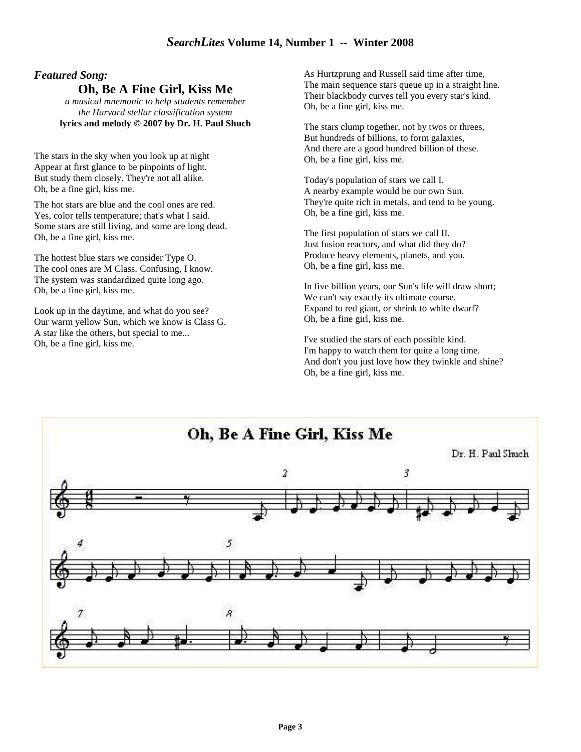### *Featured Song:*

## Oh, Be A Fine Girl, Kiss Me

*a musical mnemonic to help students remember the Harvard stellar classification system*

**lyrics and melody © 2007 by Dr. H. Paul Shuch**

The stars in the sky when you look up at night
Appear at first glance to be pinpoints of light.
But study them closely. They're not all alike.
Oh, be a fine girl, kiss me.

The hot stars are blue and the cool ones are red.
Yes, color tells temperature; that's what I said.
Some stars are still living, and some are long dead.
Oh, be a fine girl, kiss me.

The hottest blue stars we consider Type O.
The cool ones are M Class. Confusing, I know.
The system was standardized quite long ago.
Oh, be a fine girl, kiss me.

Look up in the daytime, and what do you see?
Our warm yellow Sun, which we know is Class G.
A star like the others, but special to me...
Oh, be a fine girl, kiss me.

As Hurtzprung and Russell said time after time,
The main sequence stars queue up in a straight line.
Their blackbody curves tell you every star's kind.
Oh, be a fine girl, kiss me.

The stars clump together, not by twos or threes,
But hundreds of billions, to form galaxies,
And there are a good hundred billion of these.
Oh, be a fine girl, kiss me.

Today's population of stars we call I.
A nearby example would be our own Sun.
They're quite rich in metals, and tend to be young.
Oh, be a fine girl, kiss me.

The first population of stars we call II.
Just fusion reactors, and what did they do?
Produce heavy elements, planets, and you.
Oh, be a fine girl, kiss me.

In five billion years, our Sun's life will draw short;
We can't say exactly its ultimate course.
Expand to red giant, or shrink to white dwarf?
Oh, be a fine girl, kiss me.

I've studied the stars of each possible kind.
I'm happy to watch them for quite a long time.
And don't you just love how they twinkle and shine?
Oh, be a fine girl, kiss me.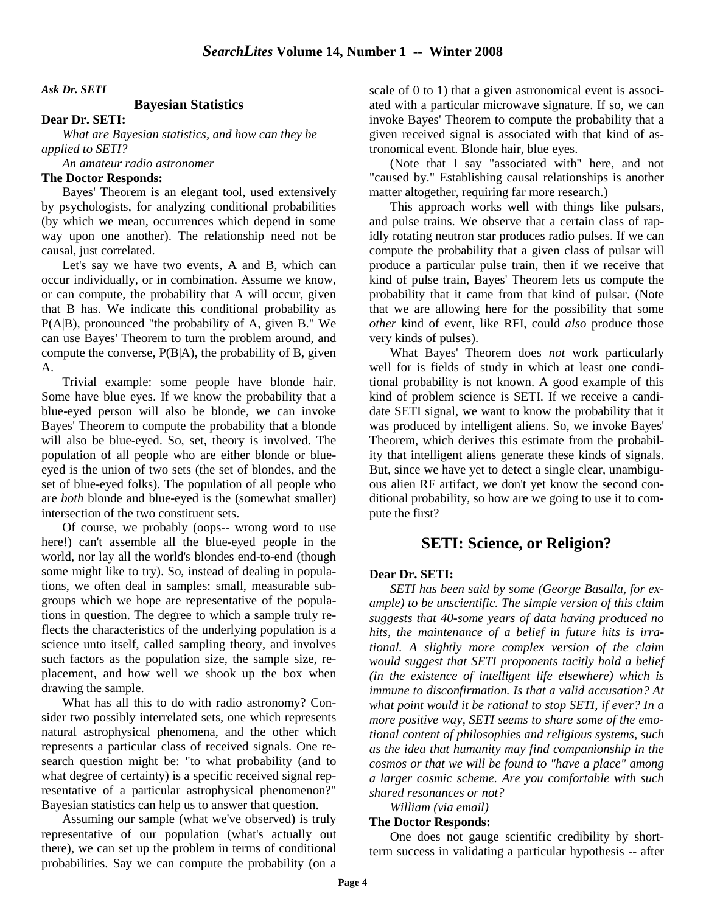*Ask Dr. SETI*

## Bayesian Statistics

**Dear Dr. SETI:**

*What are Bayesian statistics, and how can they be applied to SETI?*

*An amateur radio astronomer*

**The Doctor Responds:**

Bayes' Theorem is an elegant tool, used extensively by psychologists, for analyzing conditional probabilities (by which we mean, occurrences which depend in some way upon one another). The relationship need not be causal, just correlated.

Let's say we have two events, A and B, which can occur individually, or in combination. Assume we know, or can compute, the probability that A will occur, given that B has. We indicate this conditional probability as P(A|B), pronounced "the probability of A, given B." We can use Bayes' Theorem to turn the problem around, and compute the converse, P(B|A), the probability of B, given A.

Trivial example: some people have blonde hair. Some have blue eyes. If we know the probability that a blue-eyed person will also be blonde, we can invoke Bayes' Theorem to compute the probability that a blonde will also be blue-eyed. So, set, theory is involved. The population of all people who are either blonde or blue-eyed is the union of two sets (the set of blondes, and the set of blue-eyed folks). The population of all people who are *both* blonde and blue-eyed is the (somewhat smaller) intersection of the two constituent sets.

Of course, we probably (oops-- wrong word to use here!) can't assemble all the blue-eyed people in the world, nor lay all the world's blondes end-to-end (though some might like to try). So, instead of dealing in populations, we often deal in samples: small, measurable subgroups which we hope are representative of the populations in question. The degree to which a sample truly reflects the characteristics of the underlying population is a science unto itself, called sampling theory, and involves such factors as the population size, the sample size, replacement, and how well we shook up the box when drawing the sample.

What has all this to do with radio astronomy? Consider two possibly interrelated sets, one which represents natural astrophysical phenomena, and the other which represents a particular class of received signals. One research question might be: "to what probability (and to what degree of certainty) is a specific received signal representative of a particular astrophysical phenomenon?" Bayesian statistics can help us to answer that question.

Assuming our sample (what we've observed) is truly representative of our population (what's actually out there), we can set up the problem in terms of conditional probabilities. Say we can compute the probability (on a scale of 0 to 1) that a given astronomical event is associated with a particular microwave signature. If so, we can invoke Bayes' Theorem to compute the probability that a given received signal is associated with that kind of astronomical event. Blonde hair, blue eyes.

(Note that I say "associated with" here, and not "caused by." Establishing causal relationships is another matter altogether, requiring far more research.)

This approach works well with things like pulsars, and pulse trains. We observe that a certain class of rapidly rotating neutron star produces radio pulses. If we can compute the probability that a given class of pulsar will produce a particular pulse train, then if we receive that kind of pulse train, Bayes' Theorem lets us compute the probability that it came from that kind of pulsar. (Note that we are allowing here for the possibility that some *other* kind of event, like RFI, could *also* produce those very kinds of pulses).

What Bayes' Theorem does *not* work particularly well for is fields of study in which at least one conditional probability is not known. A good example of this kind of problem science is SETI. If we receive a candidate SETI signal, we want to know the probability that it was produced by intelligent aliens. So, we invoke Bayes' Theorem, which derives this estimate from the probability that intelligent aliens generate these kinds of signals. But, since we have yet to detect a single clear, unambiguous alien RF artifact, we don't yet know the second conditional probability, so how are we going to use it to compute the first?

## SETI: Science, or Religion?

**Dear Dr. SETI:**

*SETI has been said by some (George Basalla, for example) to be unscientific. The simple version of this claim suggests that 40-some years of data having produced no hits, the maintenance of a belief in future hits is irrational. A slightly more complex version of the claim would suggest that SETI proponents tacitly hold a belief (in the existence of intelligent life elsewhere) which is immune to disconfirmation. Is that a valid accusation? At what point would it be rational to stop SETI, if ever? In a more positive way, SETI seems to share some of the emotional content of philosophies and religious systems, such as the idea that humanity may find companionship in the cosmos or that we will be found to "have a place" among a larger cosmic scheme. Are you comfortable with such shared resonances or not?*

*William (via email)*

**The Doctor Responds:**

One does not gauge scientific credibility by short-term success in validating a particular hypothesis -- after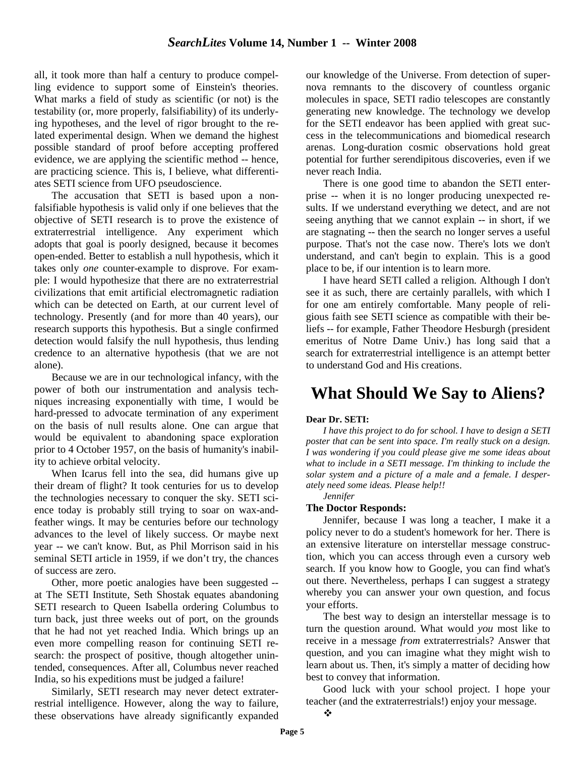all, it took more than half a century to produce compelling evidence to support some of Einstein's theories. What marks a field of study as scientific (or not) is the testability (or, more properly, falsifiability) of its underlying hypotheses, and the level of rigor brought to the related experimental design. When we demand the highest possible standard of proof before accepting proffered evidence, we are applying the scientific method -- hence, are practicing science. This is, I believe, what differentiates SETI science from UFO pseudoscience.

The accusation that SETI is based upon a non-falsifiable hypothesis is valid only if one believes that the objective of SETI research is to prove the existence of extraterrestrial intelligence. Any experiment which adopts that goal is poorly designed, because it becomes open-ended. Better to establish a null hypothesis, which it takes only *one* counter-example to disprove. For example: I would hypothesize that there are no extraterrestrial civilizations that emit artificial electromagnetic radiation which can be detected on Earth, at our current level of technology. Presently (and for more than 40 years), our research supports this hypothesis. But a single confirmed detection would falsify the null hypothesis, thus lending credence to an alternative hypothesis (that we are not alone).

Because we are in our technological infancy, with the power of both our instrumentation and analysis techniques increasing exponentially with time, I would be hard-pressed to advocate termination of any experiment on the basis of null results alone. One can argue that would be equivalent to abandoning space exploration prior to 4 October 1957, on the basis of humanity's inability to achieve orbital velocity.

When Icarus fell into the sea, did humans give up their dream of flight? It took centuries for us to develop the technologies necessary to conquer the sky. SETI science today is probably still trying to soar on wax-and-feather wings. It may be centuries before our technology advances to the level of likely success. Or maybe next year -- we can't know. But, as Phil Morrison said in his seminal SETI article in 1959, if we don't try, the chances of success are zero.

Other, more poetic analogies have been suggested -- at The SETI Institute, Seth Shostak equates abandoning SETI research to Queen Isabella ordering Columbus to turn back, just three weeks out of port, on the grounds that he had not yet reached India. Which brings up an even more compelling reason for continuing SETI research: the prospect of positive, though altogether unintended, consequences. After all, Columbus never reached India, so his expeditions must be judged a failure!

Similarly, SETI research may never detect extraterrestrial intelligence. However, along the way to failure, these observations have already significantly expanded our knowledge of the Universe. From detection of supernova remnants to the discovery of countless organic molecules in space, SETI radio telescopes are constantly generating new knowledge. The technology we develop for the SETI endeavor has been applied with great success in the telecommunications and biomedical research arenas. Long-duration cosmic observations hold great potential for further serendipitous discoveries, even if we never reach India.

There is one good time to abandon the SETI enterprise -- when it is no longer producing unexpected results. If we understand everything we detect, and are not seeing anything that we cannot explain -- in short, if we are stagnating -- then the search no longer serves a useful purpose. That's not the case now. There's lots we don't understand, and can't begin to explain. This is a good place to be, if our intention is to learn more.

I have heard SETI called a religion. Although I don't see it as such, there are certainly parallels, with which I for one am entirely comfortable. Many people of religious faith see SETI science as compatible with their beliefs -- for example, Father Theodore Hesburgh (president emeritus of Notre Dame Univ.) has long said that a search for extraterrestrial intelligence is an attempt better to understand God and His creations.

# What Should We Say to Aliens?

**Dear Dr. SETI:**

*I have this project to do for school. I have to design a SETI poster that can be sent into space. I'm really stuck on a design. I was wondering if you could please give me some ideas about what to include in a SETI message. I'm thinking to include the solar system and a picture of a male and a female. I desperately need some ideas. Please help!!*

*Jennifer*

**The Doctor Responds:**

Jennifer, because I was long a teacher, I make it a policy never to do a student's homework for her. There is an extensive literature on interstellar message construction, which you can access through even a cursory web search. If you know how to Google, you can find what's out there. Nevertheless, perhaps I can suggest a strategy whereby you can answer your own question, and focus your efforts.

The best way to design an interstellar message is to turn the question around. What would *you* most like to receive in a message *from* extraterrestrials? Answer that question, and you can imagine what they might wish to learn about us. Then, it's simply a matter of deciding how best to convey that information.

Good luck with your school project. I hope your teacher (and the extraterrestrials!) enjoy your message.

❖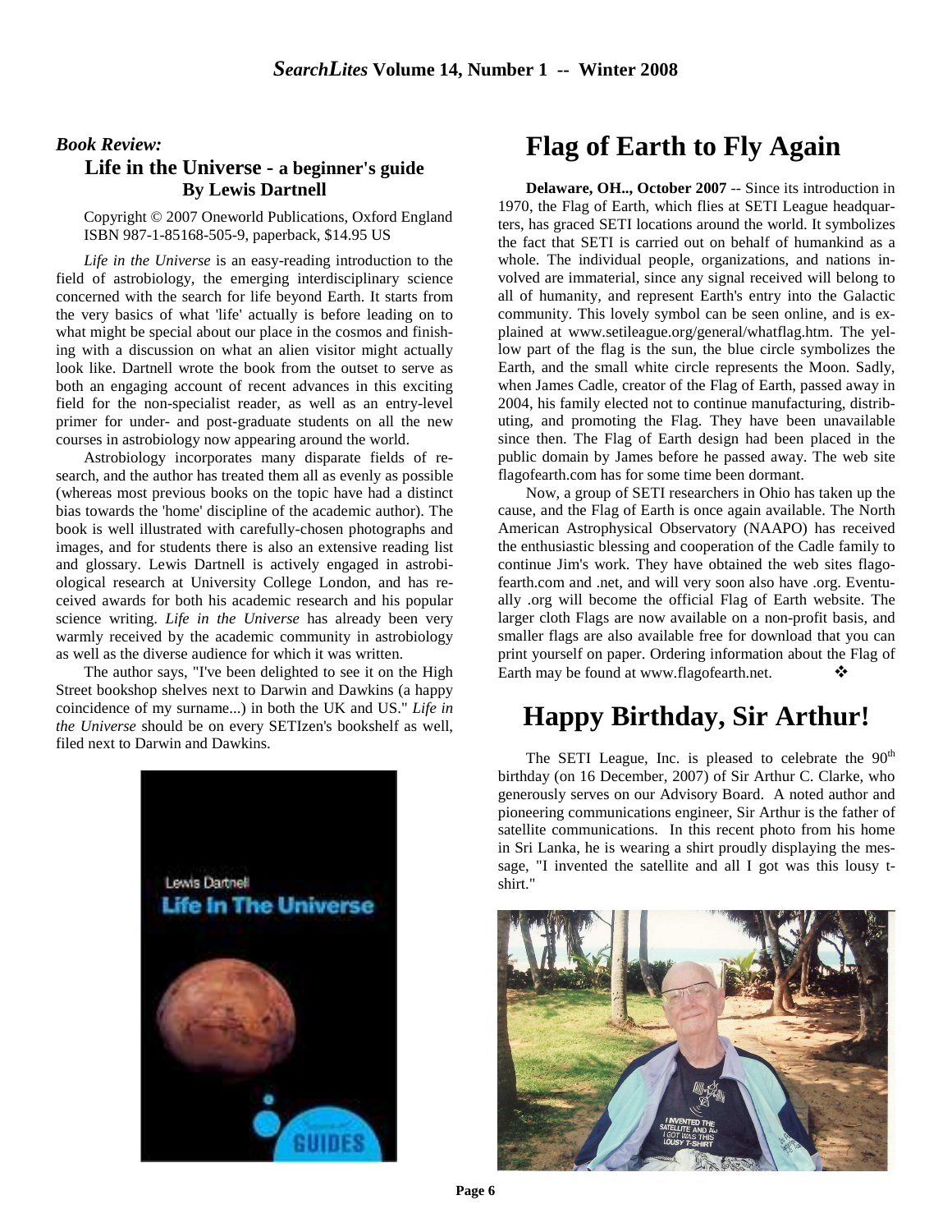### *Book Review:*

## Life in the Universe - a beginner's guide
### By Lewis Dartnell

Copyright © 2007 Oneworld Publications, Oxford England
ISBN 987-1-85168-505-9, paperback, $14.95 US

*Life in the Universe* is an easy-reading introduction to the field of astrobiology, the emerging interdisciplinary science concerned with the search for life beyond Earth. It starts from the very basics of what 'life' actually is before leading on to what might be special about our place in the cosmos and finishing with a discussion on what an alien visitor might actually look like. Dartnell wrote the book from the outset to serve as both an engaging account of recent advances in this exciting field for the non-specialist reader, as well as an entry-level primer for under- and post-graduate students on all the new courses in astrobiology now appearing around the world.

Astrobiology incorporates many disparate fields of research, and the author has treated them all as evenly as possible (whereas most previous books on the topic have had a distinct bias towards the 'home' discipline of the academic author). The book is well illustrated with carefully-chosen photographs and images, and for students there is also an extensive reading list and glossary. Lewis Dartnell is actively engaged in astrobiological research at University College London, and has received awards for both his academic research and his popular science writing. *Life in the Universe* has already been very warmly received by the academic community in astrobiology as well as the diverse audience for which it was written.

The author says, "I've been delighted to see it on the High Street bookshop shelves next to Darwin and Dawkins (a happy coincidence of my surname...) in both the UK and US." *Life in the Universe* should be on every SETIzen's bookshelf as well, filed next to Darwin and Dawkins.

# Flag of Earth to Fly Again

**Delaware, OH.., October 2007** -- Since its introduction in 1970, the Flag of Earth, which flies at SETI League headquarters, has graced SETI locations around the world. It symbolizes the fact that SETI is carried out on behalf of humankind as a whole. The individual people, organizations, and nations involved are immaterial, since any signal received will belong to all of humanity, and represent Earth's entry into the Galactic community. This lovely symbol can be seen online, and is explained at www.setileague.org/general/whatflag.htm. The yellow part of the flag is the sun, the blue circle symbolizes the Earth, and the small white circle represents the Moon. Sadly, when James Cadle, creator of the Flag of Earth, passed away in 2004, his family elected not to continue manufacturing, distributing, and promoting the Flag. They have been unavailable since then. The Flag of Earth design had been placed in the public domain by James before he passed away. The web site flagofearth.com has for some time been dormant.

Now, a group of SETI researchers in Ohio has taken up the cause, and the Flag of Earth is once again available. The North American Astrophysical Observatory (NAAPO) has received the enthusiastic blessing and cooperation of the Cadle family to continue Jim's work. They have obtained the web sites flagofearth.com and .net, and will very soon also have .org. Eventually .org will become the official Flag of Earth website. The larger cloth Flags are now available on a non-profit basis, and smaller flags are also available free for download that you can print yourself on paper. Ordering information about the Flag of Earth may be found at www.flagofearth.net. ❖

# Happy Birthday, Sir Arthur!

The SETI League, Inc. is pleased to celebrate the 90th birthday (on 16 December, 2007) of Sir Arthur C. Clarke, who generously serves on our Advisory Board. A noted author and pioneering communications engineer, Sir Arthur is the father of satellite communications. In this recent photo from his home in Sri Lanka, he is wearing a shirt proudly displaying the message, "I invented the satellite and all I got was this lousy t-shirt."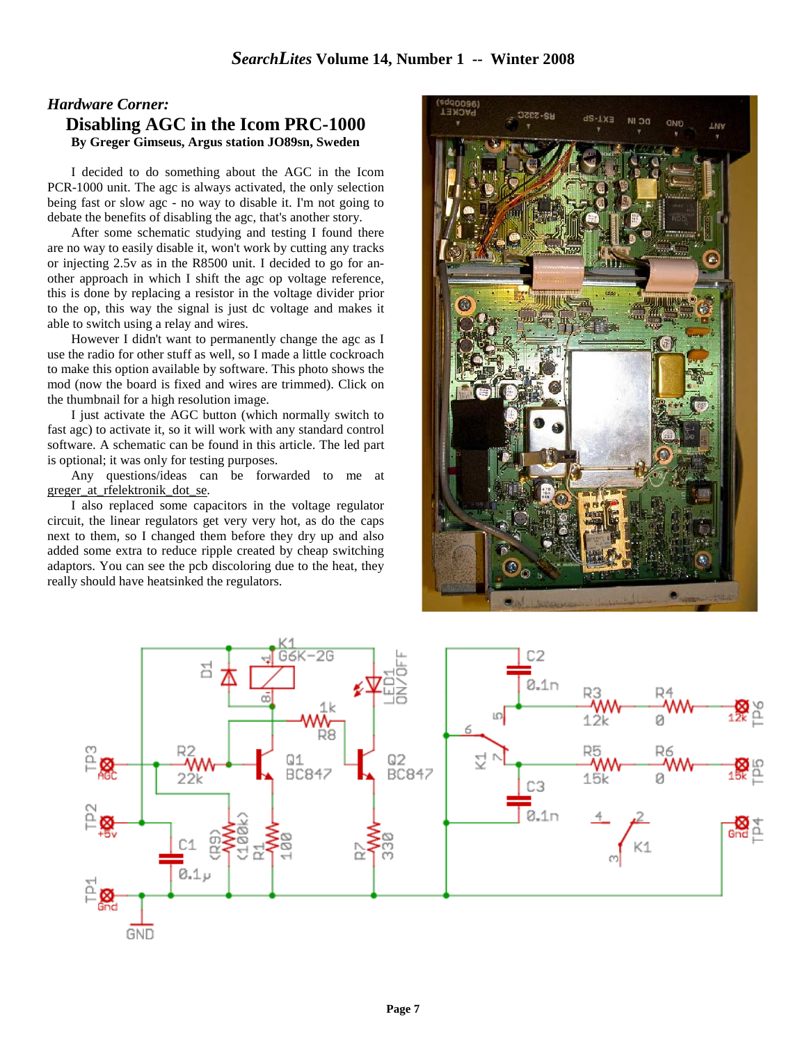## *Hardware Corner:*

# Disabling AGC in the Icom PRC-1000

**By Greger Gimseus, Argus station JO89sn, Sweden**

I decided to do something about the AGC in the Icom PCR-1000 unit. The agc is always activated, the only selection being fast or slow agc - no way to disable it. I'm not going to debate the benefits of disabling the agc, that's another story.

After some schematic studying and testing I found there are no way to easily disable it, won't work by cutting any tracks or injecting 2.5v as in the R8500 unit. I decided to go for another approach in which I shift the agc op voltage reference, this is done by replacing a resistor in the voltage divider prior to the op, this way the signal is just dc voltage and makes it able to switch using a relay and wires.

However I didn't want to permanently change the agc as I use the radio for other stuff as well, so I made a little cockroach to make this option available by software. This photo shows the mod (now the board is fixed and wires are trimmed). Click on the thumbnail for a high resolution image.

I just activate the AGC button (which normally switch to fast agc) to activate it, so it will work with any standard control software. A schematic can be found in this article. The led part is optional; it was only for testing purposes.

Any questions/ideas can be forwarded to me at greger_at_rfelektronik_dot_se.

I also replaced some capacitors in the voltage regulator circuit, the linear regulators get very very hot, as do the caps next to them, so I changed them before they dry up and also added some extra to reduce ripple created by cheap switching adaptors. You can see the pcb discoloring due to the heat, they really should have heatsinked the regulators.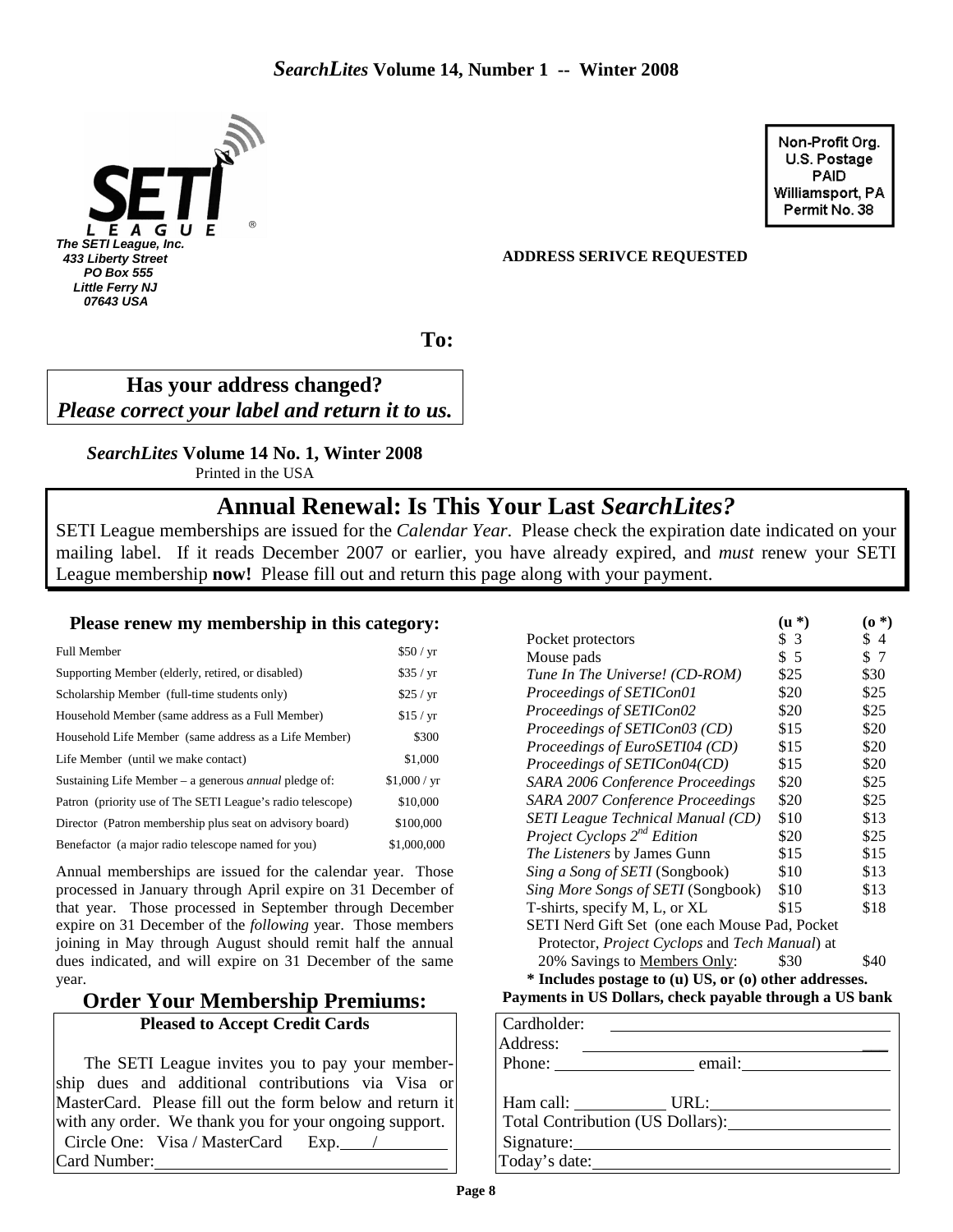*SearchLites* **Volume 14, Number 1 -- Winter 2008**

SETI LEAGUE ®

*The SETI League, Inc.*
*433 Liberty Street*
*PO Box 555*
*Little Ferry NJ*
*07643 USA*

Non-Profit Org.
U.S. Postage
PAID
Williamsport, PA
Permit No. 38

**ADDRESS SERIVCE REQUESTED**

**To:**

**Has your address changed?**
***Please correct your label and return it to us.***

*SearchLites* **Volume 14 No. 1, Winter 2008**
Printed in the USA

## Annual Renewal: Is This Your Last *SearchLites?*

SETI League memberships are issued for the *Calendar Year*. Please check the expiration date indicated on your mailing label. If it reads December 2007 or earlier, you have already expired, and *must* renew your SETI League membership **now!** Please fill out and return this page along with your payment.

### Please renew my membership in this category:

| | |
|---|---|
| Full Member | $50 / yr |
| Supporting Member (elderly, retired, or disabled) | $35 / yr |
| Scholarship Member (full-time students only) | $25 / yr |
| Household Member (same address as a Full Member) | $15 / yr |
| Household Life Member (same address as a Life Member) | $300 |
| Life Member (until we make contact) | $1,000 |
| Sustaining Life Member – a generous *annual* pledge of: | $1,000 / yr |
| Patron (priority use of The SETI League's radio telescope) | $10,000 |
| Director (Patron membership plus seat on advisory board) | $100,000 |
| Benefactor (a major radio telescope named for you) | $1,000,000 |

Annual memberships are issued for the calendar year. Those processed in January through April expire on 31 December of that year. Those processed in September through December expire on 31 December of the *following* year. Those members joining in May through August should remit half the annual dues indicated, and will expire on 31 December of the same year.

## Order Your Membership Premiums:

**Pleased to Accept Credit Cards**

The SETI League invites you to pay your membership dues and additional contributions via Visa or MasterCard. Please fill out the form below and return it with any order. We thank you for your ongoing support.

Circle One: Visa / MasterCard Exp. ____/________

Card Number: ______________________________

| | (u *) | (o *) |
|---|---|---|
| Pocket protectors | $ 3 | $ 4 |
| Mouse pads | $ 5 | $ 7 |
| *Tune In The Universe! (CD-ROM)* | $25 | $30 |
| *Proceedings of SETICon01* | $20 | $25 |
| *Proceedings of SETICon02* | $20 | $25 |
| *Proceedings of SETICon03 (CD)* | $15 | $20 |
| *Proceedings of EuroSETI04 (CD)* | $15 | $20 |
| *Proceedings of SETICon04(CD)* | $15 | $20 |
| *SARA 2006 Conference Proceedings* | $20 | $25 |
| *SARA 2007 Conference Proceedings* | $20 | $25 |
| *SETI League Technical Manual (CD)* | $10 | $13 |
| *Project Cyclops 2nd Edition* | $20 | $25 |
| *The Listeners* by James Gunn | $15 | $15 |
| *Sing a Song of SETI* (Songbook) | $10 | $13 |
| *Sing More Songs of SETI* (Songbook) | $10 | $13 |
| T-shirts, specify M, L, or XL | $15 | $18 |
| SETI Nerd Gift Set (one each Mouse Pad, Pocket Protector, *Project Cyclops* and *Tech Manual*) at 20% Savings to Members Only: | $30 | $40 |

**\* Includes postage to (u) US, or (o) other addresses.**

**Payments in US Dollars, check payable through a US bank**

Cardholder: ______________________________

Address: ______________________________

Phone: ______________ email: ______________

Ham call: __________ URL: ______________

Total Contribution (US Dollars): ______________

Signature: ______________________________

Today's date: ______________________________